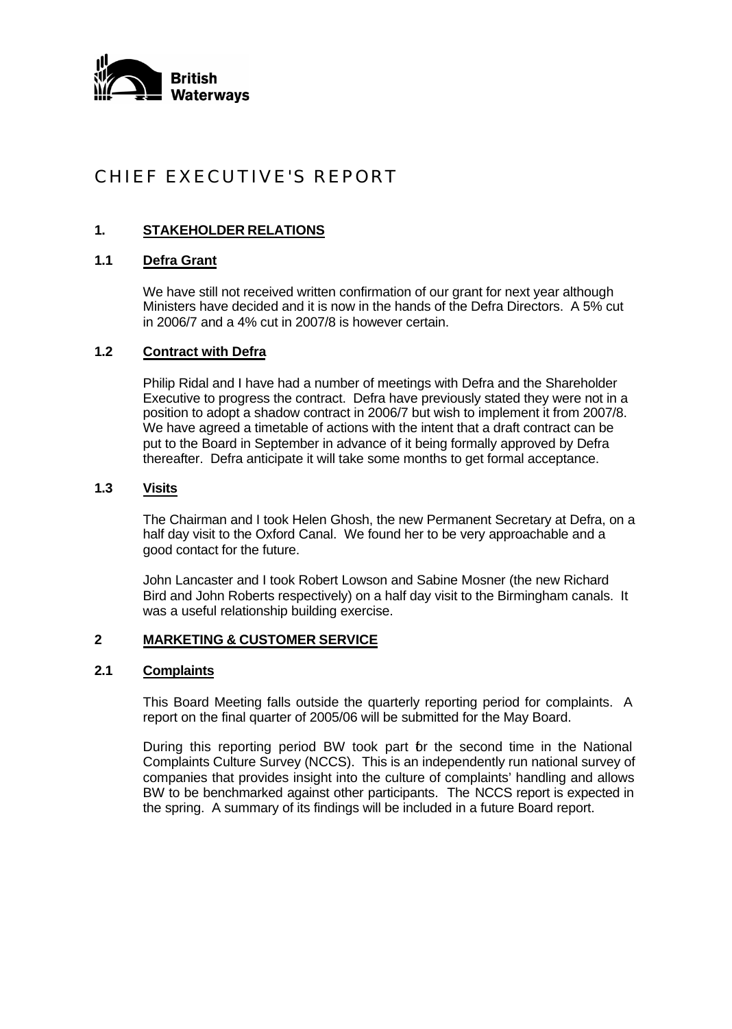British Waterways

# CHIEF EXECUTIVE'S REPORT

## 1. STAKEHOLDER RELATIONS

### 1.1 Defra Grant

We have still not received written confirmation of our grant for next year although Ministers have decided and it is now in the hands of the Defra Directors. A 5% cut in 2006/7 and a 4% cut in 2007/8 is however certain.

### 1.2 Contract with Defra

Philip Ridal and I have had a number of meetings with Defra and the Shareholder Executive to progress the contract. Defra have previously stated they were not in a position to adopt a shadow contract in 2006/7 but wish to implement it from 2007/8. We have agreed a timetable of actions with the intent that a draft contract can be put to the Board in September in advance of it being formally approved by Defra thereafter. Defra anticipate it will take some months to get formal acceptance.

### 1.3 Visits

The Chairman and I took Helen Ghosh, the new Permanent Secretary at Defra, on a half day visit to the Oxford Canal. We found her to be very approachable and a good contact for the future.

John Lancaster and I took Robert Lowson and Sabine Mosner (the new Richard Bird and John Roberts respectively) on a half day visit to the Birmingham canals. It was a useful relationship building exercise.

## 2 MARKETING & CUSTOMER SERVICE

### 2.1 Complaints

This Board Meeting falls outside the quarterly reporting period for complaints. A report on the final quarter of 2005/06 will be submitted for the May Board.

During this reporting period BW took part for the second time in the National Complaints Culture Survey (NCCS). This is an independently run national survey of companies that provides insight into the culture of complaints' handling and allows BW to be benchmarked against other participants. The NCCS report is expected in the spring. A summary of its findings will be included in a future Board report.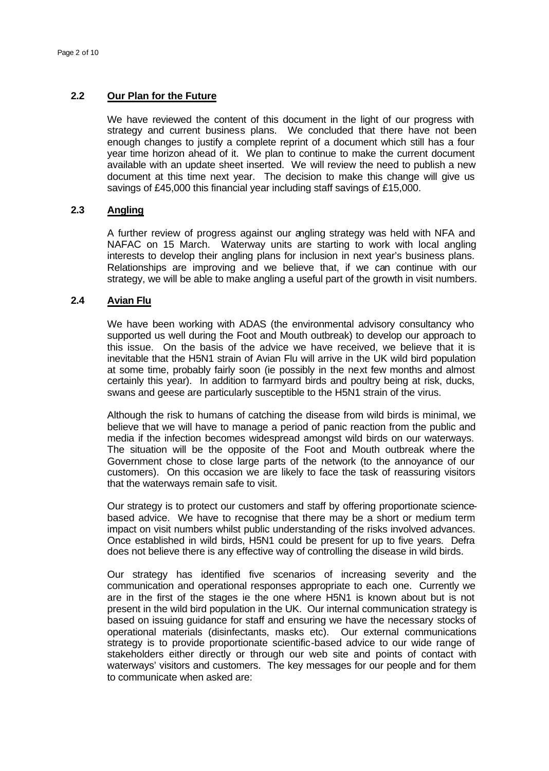## 2.2 Our Plan for the Future

We have reviewed the content of this document in the light of our progress with strategy and current business plans. We concluded that there have not been enough changes to justify a complete reprint of a document which still has a four year time horizon ahead of it. We plan to continue to make the current document available with an update sheet inserted. We will review the need to publish a new document at this time next year. The decision to make this change will give us savings of £45,000 this financial year including staff savings of £15,000.

## 2.3 Angling

A further review of progress against our angling strategy was held with NFA and NAFAC on 15 March. Waterway units are starting to work with local angling interests to develop their angling plans for inclusion in next year's business plans. Relationships are improving and we believe that, if we can continue with our strategy, we will be able to make angling a useful part of the growth in visit numbers.

## 2.4 Avian Flu

We have been working with ADAS (the environmental advisory consultancy who supported us well during the Foot and Mouth outbreak) to develop our approach to this issue. On the basis of the advice we have received, we believe that it is inevitable that the H5N1 strain of Avian Flu will arrive in the UK wild bird population at some time, probably fairly soon (ie possibly in the next few months and almost certainly this year). In addition to farmyard birds and poultry being at risk, ducks, swans and geese are particularly susceptible to the H5N1 strain of the virus.

Although the risk to humans of catching the disease from wild birds is minimal, we believe that we will have to manage a period of panic reaction from the public and media if the infection becomes widespread amongst wild birds on our waterways. The situation will be the opposite of the Foot and Mouth outbreak where the Government chose to close large parts of the network (to the annoyance of our customers). On this occasion we are likely to face the task of reassuring visitors that the waterways remain safe to visit.

Our strategy is to protect our customers and staff by offering proportionate science-based advice. We have to recognise that there may be a short or medium term impact on visit numbers whilst public understanding of the risks involved advances. Once established in wild birds, H5N1 could be present for up to five years. Defra does not believe there is any effective way of controlling the disease in wild birds.

Our strategy has identified five scenarios of increasing severity and the communication and operational responses appropriate to each one. Currently we are in the first of the stages ie the one where H5N1 is known about but is not present in the wild bird population in the UK. Our internal communication strategy is based on issuing guidance for staff and ensuring we have the necessary stocks of operational materials (disinfectants, masks etc). Our external communications strategy is to provide proportionate scientific-based advice to our wide range of stakeholders either directly or through our web site and points of contact with waterways' visitors and customers. The key messages for our people and for them to communicate when asked are: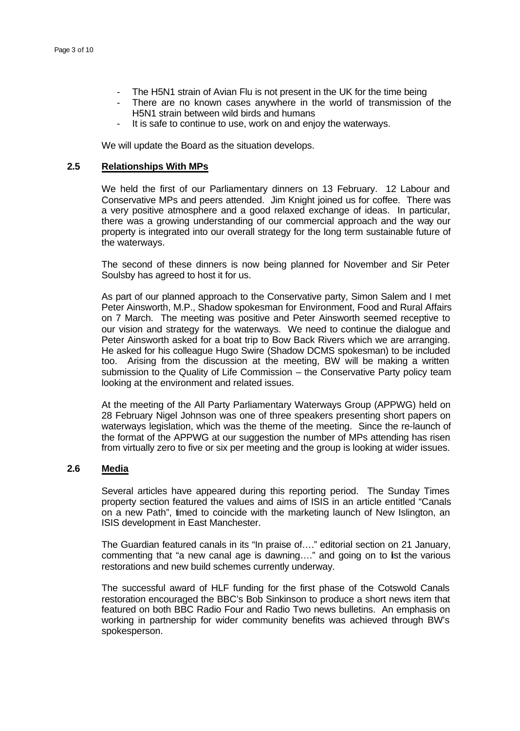- The H5N1 strain of Avian Flu is not present in the UK for the time being
- There are no known cases anywhere in the world of transmission of the H5N1 strain between wild birds and humans
- It is safe to continue to use, work on and enjoy the waterways.

We will update the Board as the situation develops.

## 2.5 Relationships With MPs

We held the first of our Parliamentary dinners on 13 February. 12 Labour and Conservative MPs and peers attended. Jim Knight joined us for coffee. There was a very positive atmosphere and a good relaxed exchange of ideas. In particular, there was a growing understanding of our commercial approach and the way our property is integrated into our overall strategy for the long term sustainable future of the waterways.

The second of these dinners is now being planned for November and Sir Peter Soulsby has agreed to host it for us.

As part of our planned approach to the Conservative party, Simon Salem and I met Peter Ainsworth, M.P., Shadow spokesman for Environment, Food and Rural Affairs on 7 March. The meeting was positive and Peter Ainsworth seemed receptive to our vision and strategy for the waterways. We need to continue the dialogue and Peter Ainsworth asked for a boat trip to Bow Back Rivers which we are arranging. He asked for his colleague Hugo Swire (Shadow DCMS spokesman) to be included too. Arising from the discussion at the meeting, BW will be making a written submission to the Quality of Life Commission – the Conservative Party policy team looking at the environment and related issues.

At the meeting of the All Party Parliamentary Waterways Group (APPWG) held on 28 February Nigel Johnson was one of three speakers presenting short papers on waterways legislation, which was the theme of the meeting. Since the re-launch of the format of the APPWG at our suggestion the number of MPs attending has risen from virtually zero to five or six per meeting and the group is looking at wider issues.

## 2.6 Media

Several articles have appeared during this reporting period. The Sunday Times property section featured the values and aims of ISIS in an article entitled "Canals on a new Path", timed to coincide with the marketing launch of New Islington, an ISIS development in East Manchester.

The Guardian featured canals in its "In praise of…." editorial section on 21 January, commenting that "a new canal age is dawning…." and going on to list the various restorations and new build schemes currently underway.

The successful award of HLF funding for the first phase of the Cotswold Canals restoration encouraged the BBC's Bob Sinkinson to produce a short news item that featured on both BBC Radio Four and Radio Two news bulletins. An emphasis on working in partnership for wider community benefits was achieved through BW's spokesperson.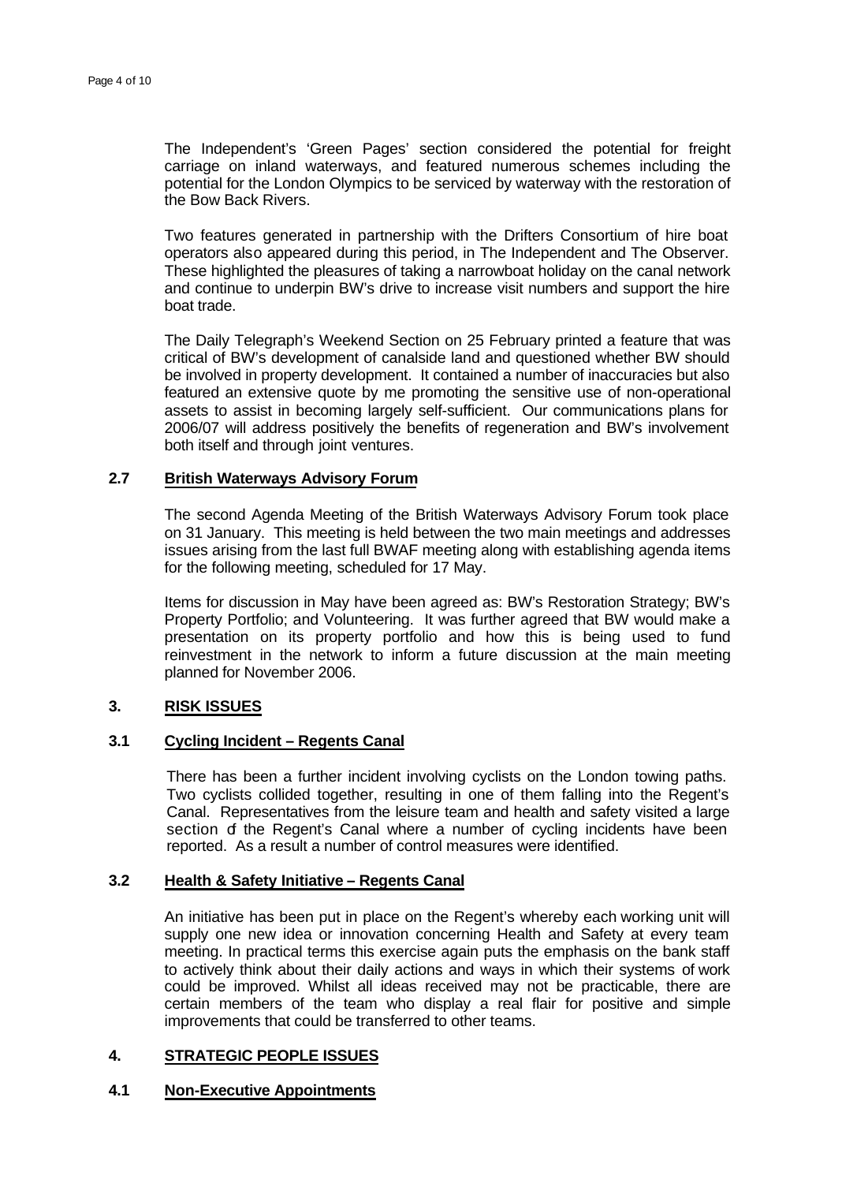The Independent's 'Green Pages' section considered the potential for freight carriage on inland waterways, and featured numerous schemes including the potential for the London Olympics to be serviced by waterway with the restoration of the Bow Back Rivers.

Two features generated in partnership with the Drifters Consortium of hire boat operators also appeared during this period, in The Independent and The Observer. These highlighted the pleasures of taking a narrowboat holiday on the canal network and continue to underpin BW's drive to increase visit numbers and support the hire boat trade.

The Daily Telegraph's Weekend Section on 25 February printed a feature that was critical of BW's development of canalside land and questioned whether BW should be involved in property development. It contained a number of inaccuracies but also featured an extensive quote by me promoting the sensitive use of non-operational assets to assist in becoming largely self-sufficient. Our communications plans for 2006/07 will address positively the benefits of regeneration and BW's involvement both itself and through joint ventures.

### 2.7 British Waterways Advisory Forum

The second Agenda Meeting of the British Waterways Advisory Forum took place on 31 January. This meeting is held between the two main meetings and addresses issues arising from the last full BWAF meeting along with establishing agenda items for the following meeting, scheduled for 17 May.

Items for discussion in May have been agreed as: BW's Restoration Strategy; BW's Property Portfolio; and Volunteering. It was further agreed that BW would make a presentation on its property portfolio and how this is being used to fund reinvestment in the network to inform a future discussion at the main meeting planned for November 2006.

## 3. RISK ISSUES

### 3.1 Cycling Incident – Regents Canal

There has been a further incident involving cyclists on the London towing paths. Two cyclists collided together, resulting in one of them falling into the Regent's Canal. Representatives from the leisure team and health and safety visited a large section of the Regent's Canal where a number of cycling incidents have been reported. As a result a number of control measures were identified.

### 3.2 Health & Safety Initiative – Regents Canal

An initiative has been put in place on the Regent's whereby each working unit will supply one new idea or innovation concerning Health and Safety at every team meeting. In practical terms this exercise again puts the emphasis on the bank staff to actively think about their daily actions and ways in which their systems of work could be improved. Whilst all ideas received may not be practicable, there are certain members of the team who display a real flair for positive and simple improvements that could be transferred to other teams.

## 4. STRATEGIC PEOPLE ISSUES

### 4.1 Non-Executive Appointments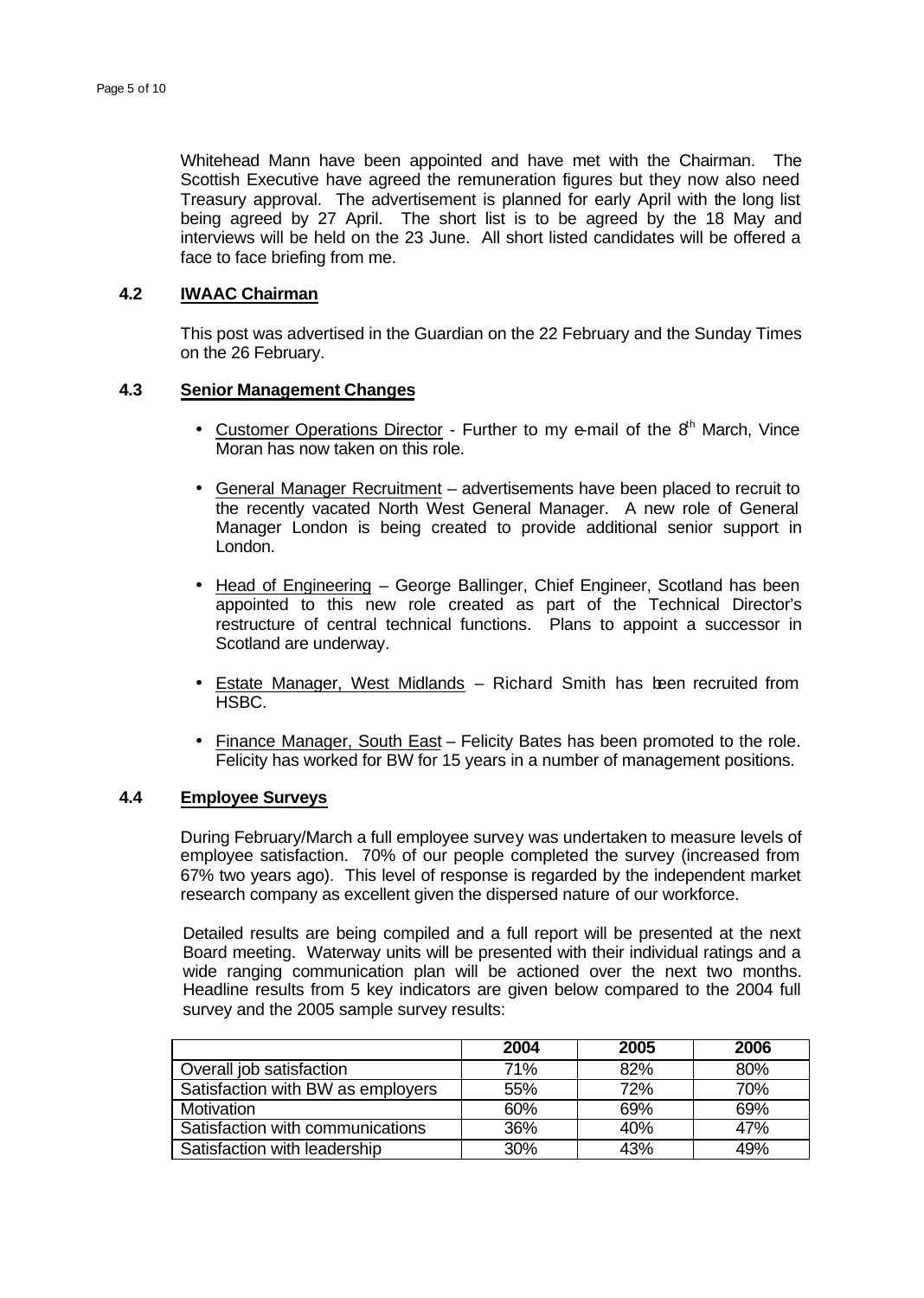Whitehead Mann have been appointed and have met with the Chairman. The Scottish Executive have agreed the remuneration figures but they now also need Treasury approval. The advertisement is planned for early April with the long list being agreed by 27 April. The short list is to be agreed by the 18 May and interviews will be held on the 23 June. All short listed candidates will be offered a face to face briefing from me.

### 4.2 IWAAC Chairman

This post was advertised in the Guardian on the 22 February and the Sunday Times on the 26 February.

### 4.3 Senior Management Changes

- Customer Operations Director - Further to my e-mail of the 8th March, Vince Moran has now taken on this role.
- General Manager Recruitment – advertisements have been placed to recruit to the recently vacated North West General Manager. A new role of General Manager London is being created to provide additional senior support in London.
- Head of Engineering – George Ballinger, Chief Engineer, Scotland has been appointed to this new role created as part of the Technical Director's restructure of central technical functions. Plans to appoint a successor in Scotland are underway.
- Estate Manager, West Midlands – Richard Smith has been recruited from HSBC.
- Finance Manager, South East – Felicity Bates has been promoted to the role. Felicity has worked for BW for 15 years in a number of management positions.

### 4.4 Employee Surveys

During February/March a full employee survey was undertaken to measure levels of employee satisfaction. 70% of our people completed the survey (increased from 67% two years ago). This level of response is regarded by the independent market research company as excellent given the dispersed nature of our workforce.

Detailed results are being compiled and a full report will be presented at the next Board meeting. Waterway units will be presented with their individual ratings and a wide ranging communication plan will be actioned over the next two months. Headline results from 5 key indicators are given below compared to the 2004 full survey and the 2005 sample survey results:

| | 2004 | 2005 | 2006 |
|---|---|---|---|
| Overall job satisfaction | 71% | 82% | 80% |
| Satisfaction with BW as employers | 55% | 72% | 70% |
| Motivation | 60% | 69% | 69% |
| Satisfaction with communications | 36% | 40% | 47% |
| Satisfaction with leadership | 30% | 43% | 49% |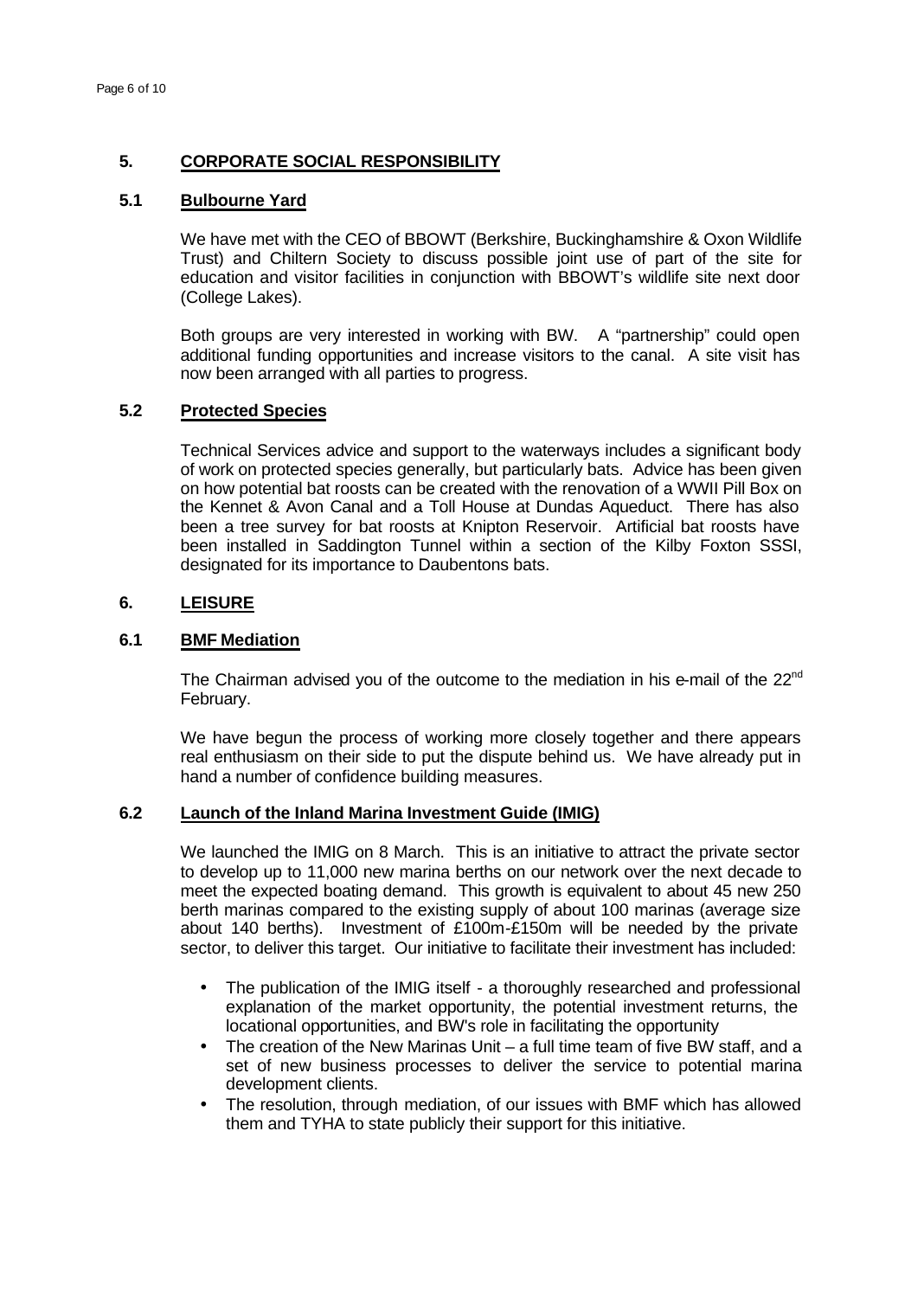## 5. CORPORATE SOCIAL RESPONSIBILITY

### 5.1 Bulbourne Yard

We have met with the CEO of BBOWT (Berkshire, Buckinghamshire & Oxon Wildlife Trust) and Chiltern Society to discuss possible joint use of part of the site for education and visitor facilities in conjunction with BBOWT's wildlife site next door (College Lakes).

Both groups are very interested in working with BW. A "partnership" could open additional funding opportunities and increase visitors to the canal. A site visit has now been arranged with all parties to progress.

### 5.2 Protected Species

Technical Services advice and support to the waterways includes a significant body of work on protected species generally, but particularly bats. Advice has been given on how potential bat roosts can be created with the renovation of a WWII Pill Box on the Kennet & Avon Canal and a Toll House at Dundas Aqueduct. There has also been a tree survey for bat roosts at Knipton Reservoir. Artificial bat roosts have been installed in Saddington Tunnel within a section of the Kilby Foxton SSSI, designated for its importance to Daubentons bats.

## 6. LEISURE

### 6.1 BMF Mediation

The Chairman advised you of the outcome to the mediation in his e-mail of the 22nd February.

We have begun the process of working more closely together and there appears real enthusiasm on their side to put the dispute behind us. We have already put in hand a number of confidence building measures.

### 6.2 Launch of the Inland Marina Investment Guide (IMIG)

We launched the IMIG on 8 March. This is an initiative to attract the private sector to develop up to 11,000 new marina berths on our network over the next decade to meet the expected boating demand. This growth is equivalent to about 45 new 250 berth marinas compared to the existing supply of about 100 marinas (average size about 140 berths). Investment of £100m-£150m will be needed by the private sector, to deliver this target. Our initiative to facilitate their investment has included:

- The publication of the IMIG itself - a thoroughly researched and professional explanation of the market opportunity, the potential investment returns, the locational opportunities, and BW's role in facilitating the opportunity
- The creation of the New Marinas Unit – a full time team of five BW staff, and a set of new business processes to deliver the service to potential marina development clients.
- The resolution, through mediation, of our issues with BMF which has allowed them and TYHA to state publicly their support for this initiative.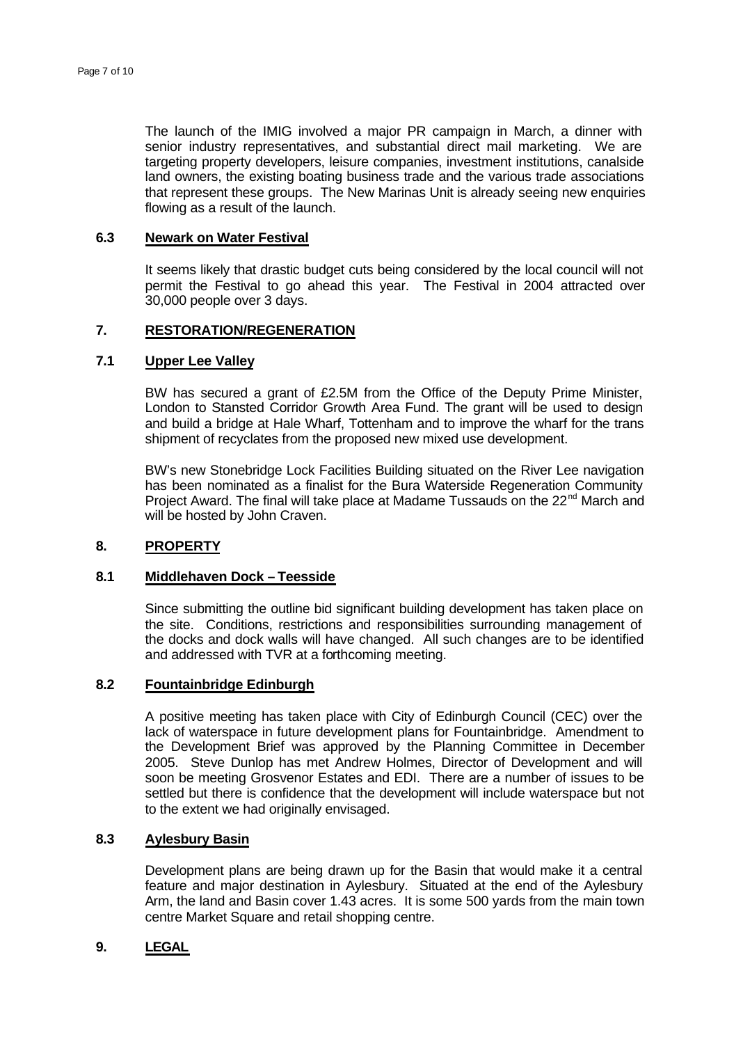The launch of the IMIG involved a major PR campaign in March, a dinner with senior industry representatives, and substantial direct mail marketing. We are targeting property developers, leisure companies, investment institutions, canalside land owners, the existing boating business trade and the various trade associations that represent these groups. The New Marinas Unit is already seeing new enquiries flowing as a result of the launch.

### 6.3 Newark on Water Festival

It seems likely that drastic budget cuts being considered by the local council will not permit the Festival to go ahead this year. The Festival in 2004 attracted over 30,000 people over 3 days.

## 7. RESTORATION/REGENERATION

### 7.1 Upper Lee Valley

BW has secured a grant of £2.5M from the Office of the Deputy Prime Minister, London to Stansted Corridor Growth Area Fund. The grant will be used to design and build a bridge at Hale Wharf, Tottenham and to improve the wharf for the trans shipment of recyclates from the proposed new mixed use development.

BW's new Stonebridge Lock Facilities Building situated on the River Lee navigation has been nominated as a finalist for the Bura Waterside Regeneration Community Project Award. The final will take place at Madame Tussauds on the 22nd March and will be hosted by John Craven.

## 8. PROPERTY

### 8.1 Middlehaven Dock – Teesside

Since submitting the outline bid significant building development has taken place on the site. Conditions, restrictions and responsibilities surrounding management of the docks and dock walls will have changed. All such changes are to be identified and addressed with TVR at a forthcoming meeting.

### 8.2 Fountainbridge Edinburgh

A positive meeting has taken place with City of Edinburgh Council (CEC) over the lack of waterspace in future development plans for Fountainbridge. Amendment to the Development Brief was approved by the Planning Committee in December 2005. Steve Dunlop has met Andrew Holmes, Director of Development and will soon be meeting Grosvenor Estates and EDI. There are a number of issues to be settled but there is confidence that the development will include waterspace but not to the extent we had originally envisaged.

### 8.3 Aylesbury Basin

Development plans are being drawn up for the Basin that would make it a central feature and major destination in Aylesbury. Situated at the end of the Aylesbury Arm, the land and Basin cover 1.43 acres. It is some 500 yards from the main town centre Market Square and retail shopping centre.

## 9. LEGAL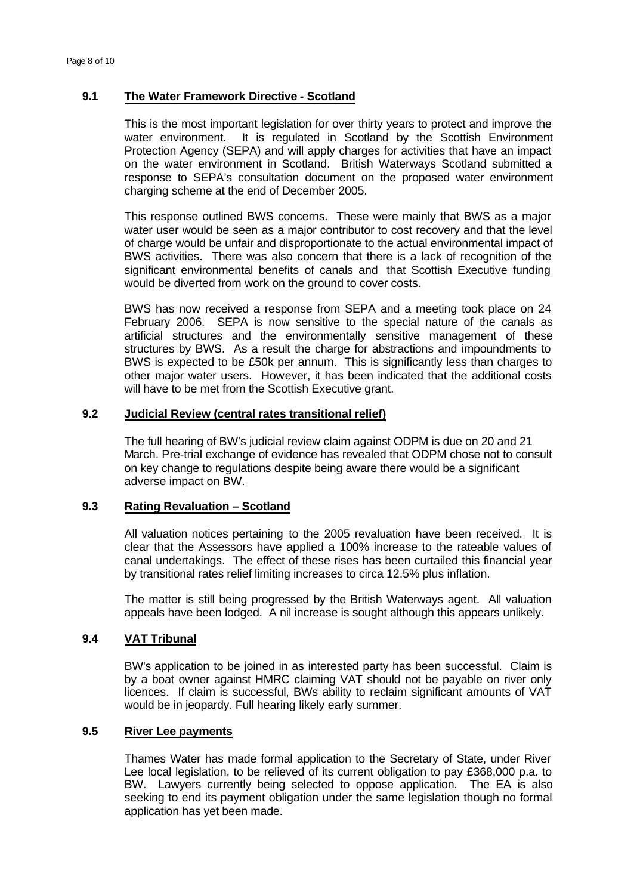### 9.1 The Water Framework Directive - Scotland

This is the most important legislation for over thirty years to protect and improve the water environment. It is regulated in Scotland by the Scottish Environment Protection Agency (SEPA) and will apply charges for activities that have an impact on the water environment in Scotland. British Waterways Scotland submitted a response to SEPA's consultation document on the proposed water environment charging scheme at the end of December 2005.

This response outlined BWS concerns. These were mainly that BWS as a major water user would be seen as a major contributor to cost recovery and that the level of charge would be unfair and disproportionate to the actual environmental impact of BWS activities. There was also concern that there is a lack of recognition of the significant environmental benefits of canals and that Scottish Executive funding would be diverted from work on the ground to cover costs.

BWS has now received a response from SEPA and a meeting took place on 24 February 2006. SEPA is now sensitive to the special nature of the canals as artificial structures and the environmentally sensitive management of these structures by BWS. As a result the charge for abstractions and impoundments to BWS is expected to be £50k per annum. This is significantly less than charges to other major water users. However, it has been indicated that the additional costs will have to be met from the Scottish Executive grant.

### 9.2 Judicial Review (central rates transitional relief)

The full hearing of BW's judicial review claim against ODPM is due on 20 and 21 March. Pre-trial exchange of evidence has revealed that ODPM chose not to consult on key change to regulations despite being aware there would be a significant adverse impact on BW.

### 9.3 Rating Revaluation – Scotland

All valuation notices pertaining to the 2005 revaluation have been received. It is clear that the Assessors have applied a 100% increase to the rateable values of canal undertakings. The effect of these rises has been curtailed this financial year by transitional rates relief limiting increases to circa 12.5% plus inflation.

The matter is still being progressed by the British Waterways agent. All valuation appeals have been lodged. A nil increase is sought although this appears unlikely.

### 9.4 VAT Tribunal

BW's application to be joined in as interested party has been successful. Claim is by a boat owner against HMRC claiming VAT should not be payable on river only licences. If claim is successful, BWs ability to reclaim significant amounts of VAT would be in jeopardy. Full hearing likely early summer.

### 9.5 River Lee payments

Thames Water has made formal application to the Secretary of State, under River Lee local legislation, to be relieved of its current obligation to pay £368,000 p.a. to BW. Lawyers currently being selected to oppose application. The EA is also seeking to end its payment obligation under the same legislation though no formal application has yet been made.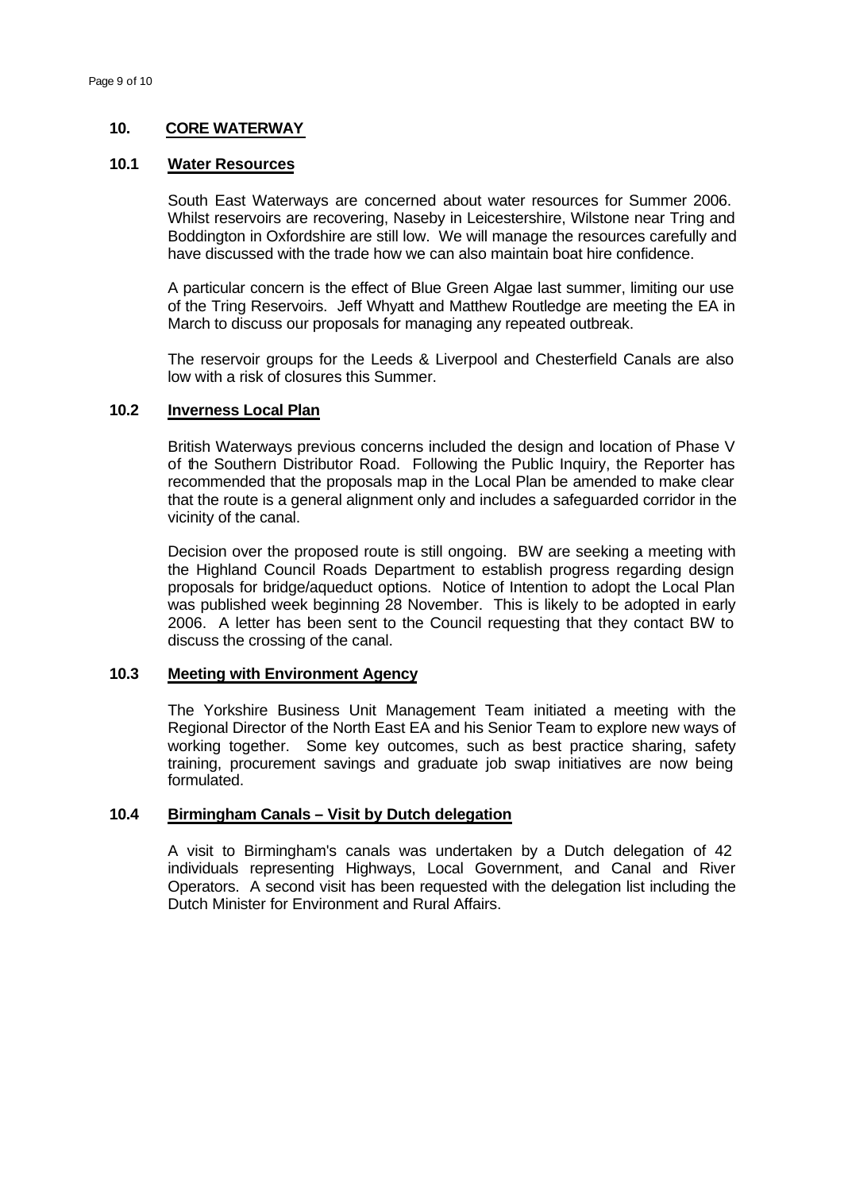## 10. CORE WATERWAY

### 10.1 Water Resources

South East Waterways are concerned about water resources for Summer 2006. Whilst reservoirs are recovering, Naseby in Leicestershire, Wilstone near Tring and Boddington in Oxfordshire are still low. We will manage the resources carefully and have discussed with the trade how we can also maintain boat hire confidence.

A particular concern is the effect of Blue Green Algae last summer, limiting our use of the Tring Reservoirs. Jeff Whyatt and Matthew Routledge are meeting the EA in March to discuss our proposals for managing any repeated outbreak.

The reservoir groups for the Leeds & Liverpool and Chesterfield Canals are also low with a risk of closures this Summer.

### 10.2 Inverness Local Plan

British Waterways previous concerns included the design and location of Phase V of the Southern Distributor Road. Following the Public Inquiry, the Reporter has recommended that the proposals map in the Local Plan be amended to make clear that the route is a general alignment only and includes a safeguarded corridor in the vicinity of the canal.

Decision over the proposed route is still ongoing. BW are seeking a meeting with the Highland Council Roads Department to establish progress regarding design proposals for bridge/aqueduct options. Notice of Intention to adopt the Local Plan was published week beginning 28 November. This is likely to be adopted in early 2006. A letter has been sent to the Council requesting that they contact BW to discuss the crossing of the canal.

### 10.3 Meeting with Environment Agency

The Yorkshire Business Unit Management Team initiated a meeting with the Regional Director of the North East EA and his Senior Team to explore new ways of working together. Some key outcomes, such as best practice sharing, safety training, procurement savings and graduate job swap initiatives are now being formulated.

### 10.4 Birmingham Canals – Visit by Dutch delegation

A visit to Birmingham's canals was undertaken by a Dutch delegation of 42 individuals representing Highways, Local Government, and Canal and River Operators. A second visit has been requested with the delegation list including the Dutch Minister for Environment and Rural Affairs.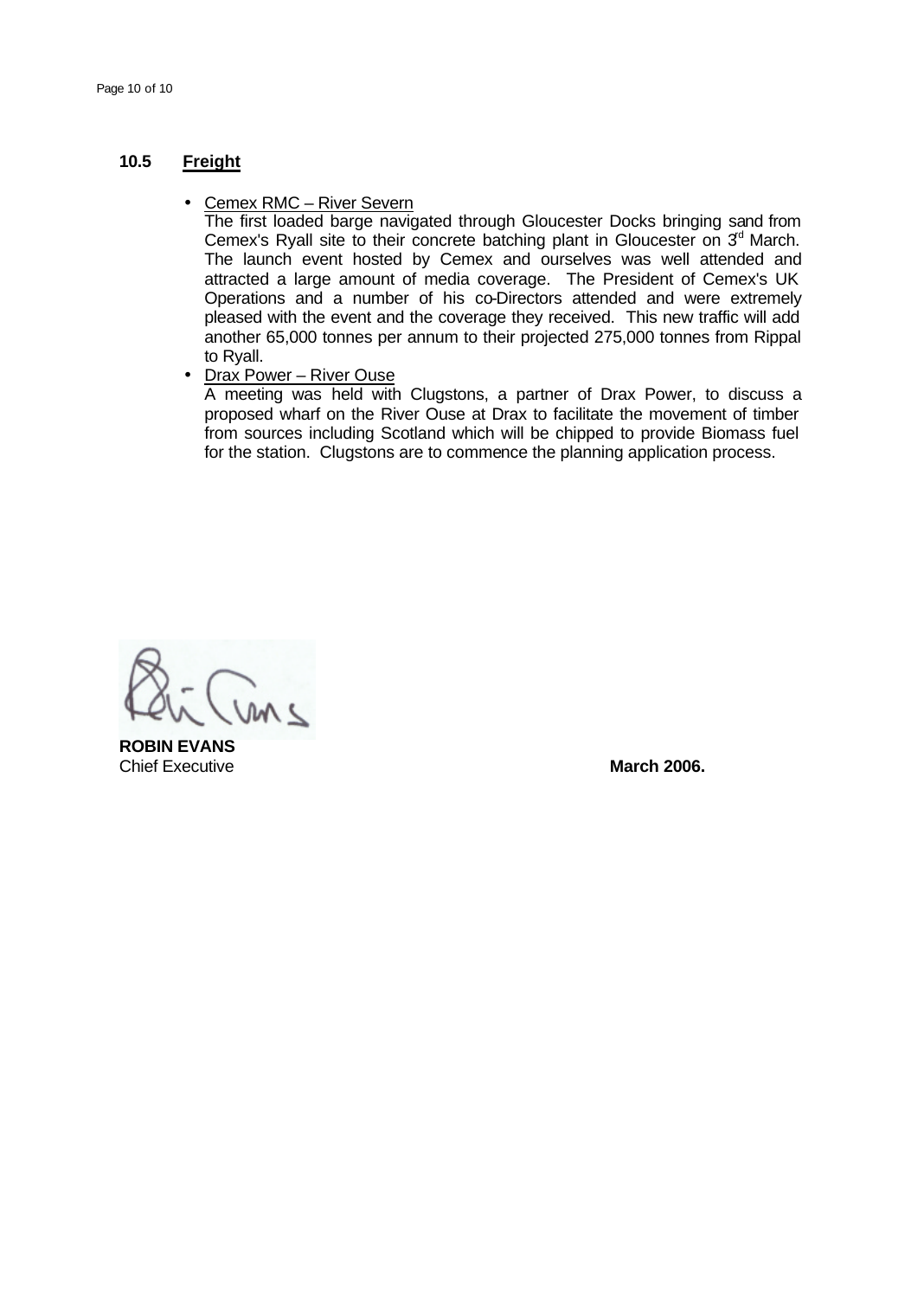### 10.5 Freight

- Cemex RMC – River Severn
  The first loaded barge navigated through Gloucester Docks bringing sand from Cemex's Ryall site to their concrete batching plant in Gloucester on 3rd March. The launch event hosted by Cemex and ourselves was well attended and attracted a large amount of media coverage. The President of Cemex's UK Operations and a number of his co-Directors attended and were extremely pleased with the event and the coverage they received. This new traffic will add another 65,000 tonnes per annum to their projected 275,000 tonnes from Rippal to Ryall.
- Drax Power – River Ouse
  A meeting was held with Clugstons, a partner of Drax Power, to discuss a proposed wharf on the River Ouse at Drax to facilitate the movement of timber from sources including Scotland which will be chipped to provide Biomass fuel for the station. Clugstons are to commence the planning application process.

**ROBIN EVANS**
Chief Executive

**March 2006.**